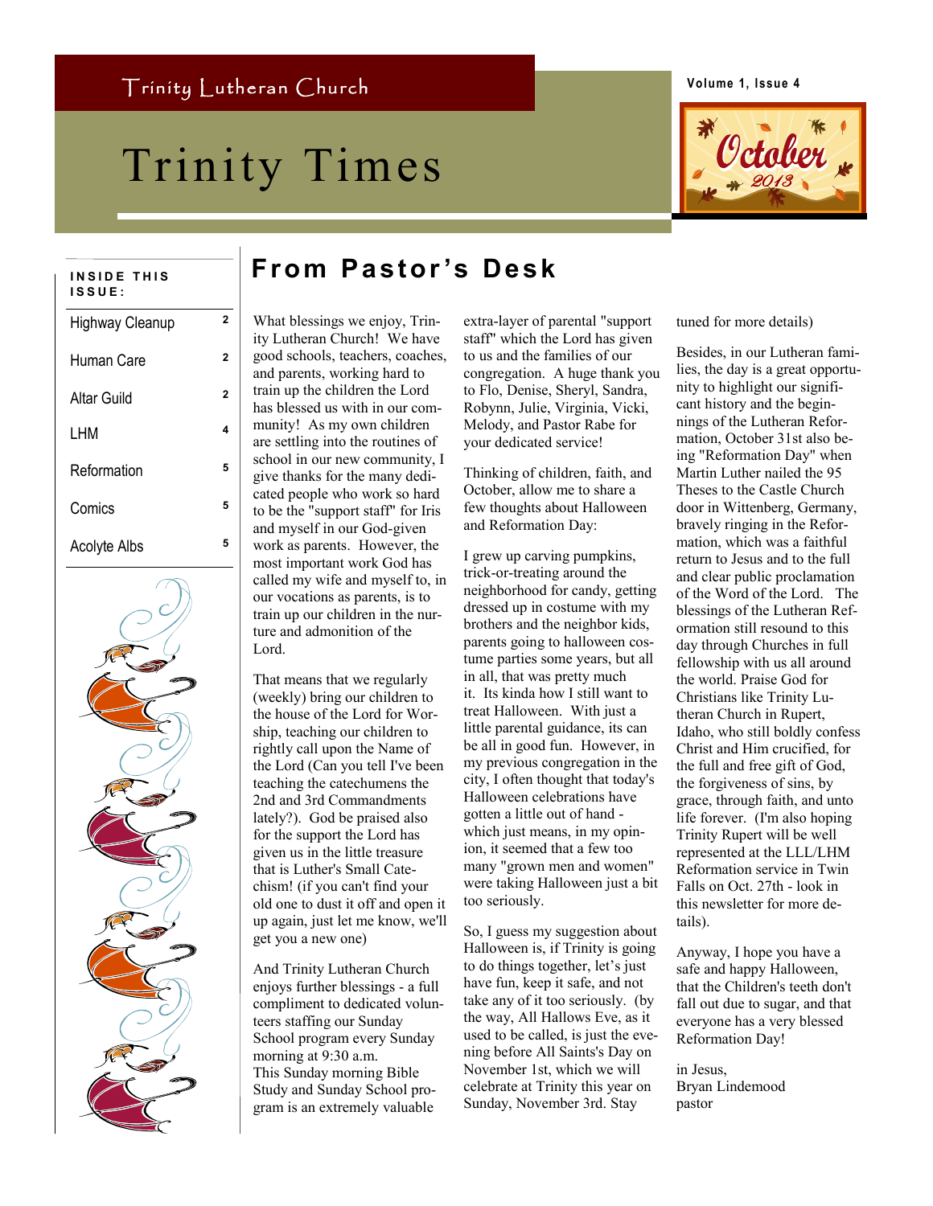Trinity Lutheran Church

# Trinity Times

Volume 1, Issue 4

October 2013

**INSIDE THIS ISSUE:**

| | |
|---|---|
| Highway Cleanup | 2 |
| Human Care | 2 |
| Altar Guild | 2 |
| LHM | 4 |
| Reformation | 5 |
| Comics | 5 |
| Acolyte Albs | 5 |

## From Pastor's Desk

What blessings we enjoy, Trinity Lutheran Church! We have good schools, teachers, coaches, and parents, working hard to train up the children the Lord has blessed us with in our community! As my own children are settling into the routines of school in our new community, I give thanks for the many dedicated people who work so hard to be the "support staff" for Iris and myself in our God-given work as parents. However, the most important work God has called my wife and myself to, in our vocations as parents, is to train up our children in the nurture and admonition of the Lord.

That means that we regularly (weekly) bring our children to the house of the Lord for Worship, teaching our children to rightly call upon the Name of the Lord (Can you tell I've been teaching the catechumens the 2nd and 3rd Commandments lately?). God be praised also for the support the Lord has given us in the little treasure that is Luther's Small Catechism! (if you can't find your old one to dust it off and open it up again, just let me know, we'll get you a new one)

And Trinity Lutheran Church enjoys further blessings - a full compliment to dedicated volunteers staffing our Sunday School program every Sunday morning at 9:30 a.m. This Sunday morning Bible Study and Sunday School program is an extremely valuable extra-layer of parental "support staff" which the Lord has given to us and the families of our congregation. A huge thank you to Flo, Denise, Sheryl, Sandra, Robynn, Julie, Virginia, Vicki, Melody, and Pastor Rabe for your dedicated service!

Thinking of children, faith, and October, allow me to share a few thoughts about Halloween and Reformation Day:

I grew up carving pumpkins, trick-or-treating around the neighborhood for candy, getting dressed up in costume with my brothers and the neighbor kids, parents going to halloween costume parties some years, but all in all, that was pretty much it. Its kinda how I still want to treat Halloween. With just a little parental guidance, its can be all in good fun. However, in my previous congregation in the city, I often thought that today's Halloween celebrations have gotten a little out of hand - which just means, in my opinion, it seemed that a few too many "grown men and women" were taking Halloween just a bit too seriously.

So, I guess my suggestion about Halloween is, if Trinity is going to do things together, let's just have fun, keep it safe, and not take any of it too seriously. (by the way, All Hallows Eve, as it used to be called, is just the evening before All Saints's Day on November 1st, which we will celebrate at Trinity this year on Sunday, November 3rd. Stay tuned for more details)

Besides, in our Lutheran families, the day is a great opportunity to highlight our significant history and the beginnings of the Lutheran Reformation, October 31st also being "Reformation Day" when Martin Luther nailed the 95 Theses to the Castle Church door in Wittenberg, Germany, bravely ringing in the Reformation, which was a faithful return to Jesus and to the full and clear public proclamation of the Word of the Lord. The blessings of the Lutheran Reformation still resound to this day through Churches in full fellowship with us all around the world. Praise God for Christians like Trinity Lutheran Church in Rupert, Idaho, who still boldly confess Christ and Him crucified, for the full and free gift of God, the forgiveness of sins, by grace, through faith, and unto life forever. (I'm also hoping Trinity Rupert will be well represented at the LLL/LHM Reformation service in Twin Falls on Oct. 27th - look in this newsletter for more details).

Anyway, I hope you have a safe and happy Halloween, that the Children's teeth don't fall out due to sugar, and that everyone has a very blessed Reformation Day!

in Jesus,
Bryan Lindemood
pastor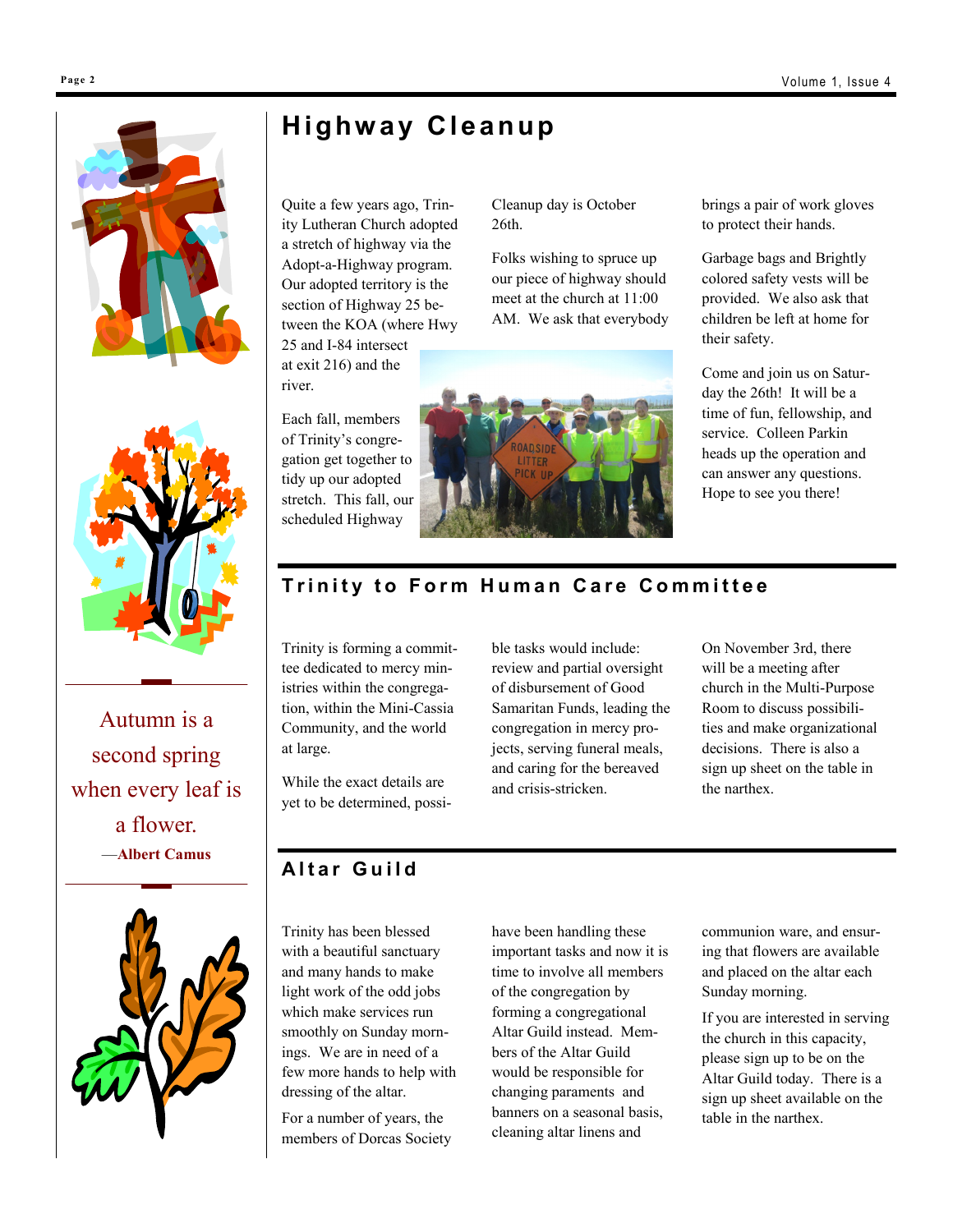# Highway Cleanup

Quite a few years ago, Trinity Lutheran Church adopted a stretch of highway via the Adopt-a-Highway program. Our adopted territory is the section of Highway 25 between the KOA (where Hwy 25 and I-84 intersect at exit 216) and the river.

Each fall, members of Trinity's congregation get together to tidy up our adopted stretch. This fall, our scheduled Highway Cleanup day is October 26th.

Folks wishing to spruce up our piece of highway should meet at the church at 11:00 AM. We ask that everybody brings a pair of work gloves to protect their hands.

Garbage bags and Brightly colored safety vests will be provided. We also ask that children be left at home for their safety.

Come and join us on Saturday the 26th! It will be a time of fun, fellowship, and service. Colleen Parkin heads up the operation and can answer any questions. Hope to see you there!

# Trinity to Form Human Care Committee

Trinity is forming a committee dedicated to mercy ministries within the congregation, within the Mini-Cassia Community, and the world at large.

While the exact details are yet to be determined, possible tasks would include: review and partial oversight of disbursement of Good Samaritan Funds, leading the congregation in mercy projects, serving funeral meals, and caring for the bereaved and crisis-stricken.

On November 3rd, there will be a meeting after church in the Multi-Purpose Room to discuss possibilities and make organizational decisions. There is also a sign up sheet on the table in the narthex.

# Altar Guild

Trinity has been blessed with a beautiful sanctuary and many hands to make light work of the odd jobs which make services run smoothly on Sunday mornings. We are in need of a few more hands to help with dressing of the altar.

For a number of years, the members of Dorcas Society have been handling these important tasks and now it is time to involve all members of the congregation by forming a congregational Altar Guild instead. Members of the Altar Guild would be responsible for changing paraments and banners on a seasonal basis, cleaning altar linens and communion ware, and ensuring that flowers are available and placed on the altar each Sunday morning.

If you are interested in serving the church in this capacity, please sign up to be on the Altar Guild today. There is a sign up sheet available on the table in the narthex.

---

Autumn is a second spring when every leaf is a flower.

—**Albert Camus**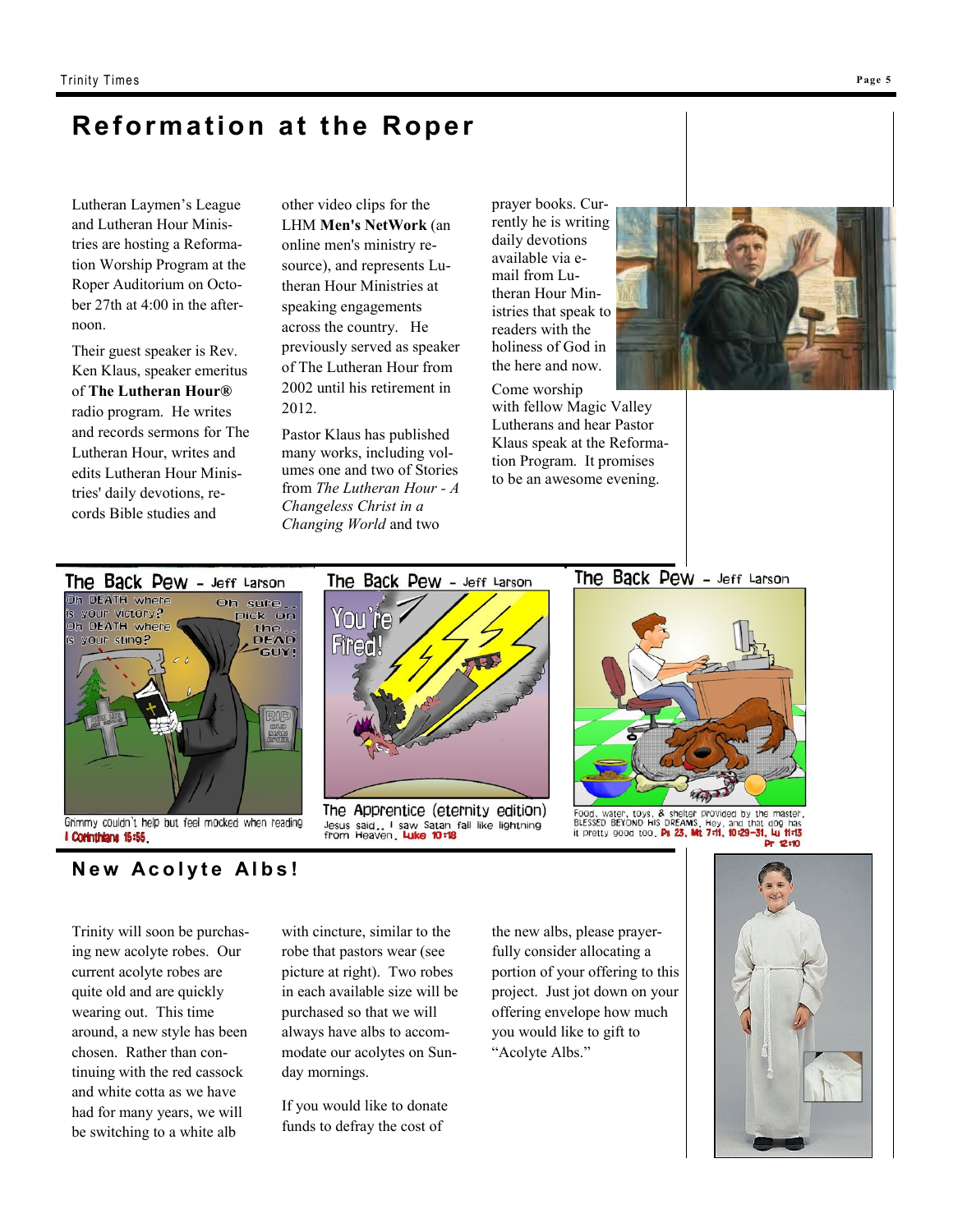# Reformation at the Roper

Lutheran Laymen's League and Lutheran Hour Ministries are hosting a Reformation Worship Program at the Roper Auditorium on October 27th at 4:00 in the afternoon.

Their guest speaker is Rev. Ken Klaus, speaker emeritus of **The Lutheran Hour®** radio program. He writes and records sermons for The Lutheran Hour, writes and edits Lutheran Hour Ministries' daily devotions, records Bible studies and other video clips for the LHM **Men's NetWork** (an online men's ministry resource), and represents Lutheran Hour Ministries at speaking engagements across the country. He previously served as speaker of The Lutheran Hour from 2002 until his retirement in 2012.

Pastor Klaus has published many works, including volumes one and two of Stories from *The Lutheran Hour - A Changeless Christ in a Changing World* and two prayer books. Currently he is writing daily devotions available via e-mail from Lutheran Hour Ministries that speak to readers with the holiness of God in the here and now.

Come worship with fellow Magic Valley Lutherans and hear Pastor Klaus speak at the Reformation Program. It promises to be an awesome evening.

**The Back Pew - Jeff Larson**

Grimmy couldn't help but feel mocked when reading I Corinthians 15:55.

**The Back Pew - Jeff Larson**

The Apprentice (eternity edition)
Jesus said.. I saw Satan fall like lightning from Heaven. Luke 10:18

**The Back Pew - Jeff Larson**

Food, water, toys, & shelter provided by the master. BLESSED BEYOND HIS DREAMS. Hey, and that dog has it pretty good too. Ps 23, Mt 7:11, 10:29-31, Lu 11:13 Pr 12:10

## New Acolyte Albs!

Trinity will soon be purchasing new acolyte robes. Our current acolyte robes are quite old and are quickly wearing out. This time around, a new style has been chosen. Rather than continuing with the red cassock and white cotta as we have had for many years, we will be switching to a white alb with cincture, similar to the robe that pastors wear (see picture at right). Two robes in each available size will be purchased so that we will always have albs to accommodate our acolytes on Sunday mornings.

If you would like to donate funds to defray the cost of the new albs, please prayerfully consider allocating a portion of your offering to this project. Just jot down on your offering envelope how much you would like to gift to "Acolyte Albs."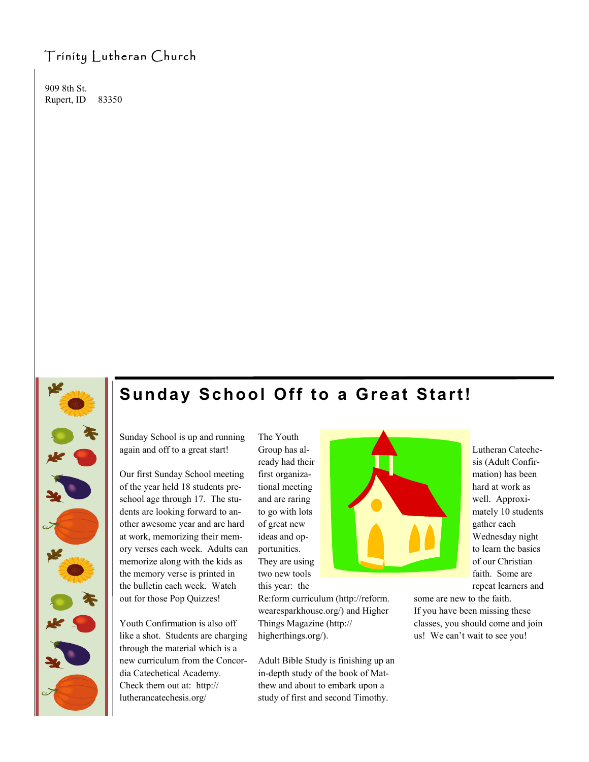Trinity Lutheran Church

909 8th St.
Rupert, ID 83350

## Sunday School Off to a Great Start!

Sunday School is up and running again and off to a great start!

Our first Sunday School meeting of the year held 18 students preschool age through 17. The students are looking forward to another awesome year and are hard at work, memorizing their memory verses each week. Adults can memorize along with the kids as the memory verse is printed in the bulletin each week. Watch out for those Pop Quizzes!

Youth Confirmation is also off like a shot. Students are charging through the material which is a new curriculum from the Concordia Catechetical Academy. Check them out at: http://lutherancatechesis.org/

The Youth Group has already had their first organizational meeting and are raring to go with lots of great new ideas and opportunities. They are using two new tools this year: the Re:form curriculum (http://reform.wearesparkhouse.org/) and Higher Things Magazine (http://higherthings.org/).

Adult Bible Study is finishing up an in-depth study of the book of Matthew and about to embark upon a study of first and second Timothy.

Lutheran Catechesis (Adult Confirmation) has been hard at work as well. Approximately 10 students gather each Wednesday night to learn the basics of our Christian faith. Some are repeat learners and some are new to the faith. If you have been missing these classes, you should come and join us! We can't wait to see you!